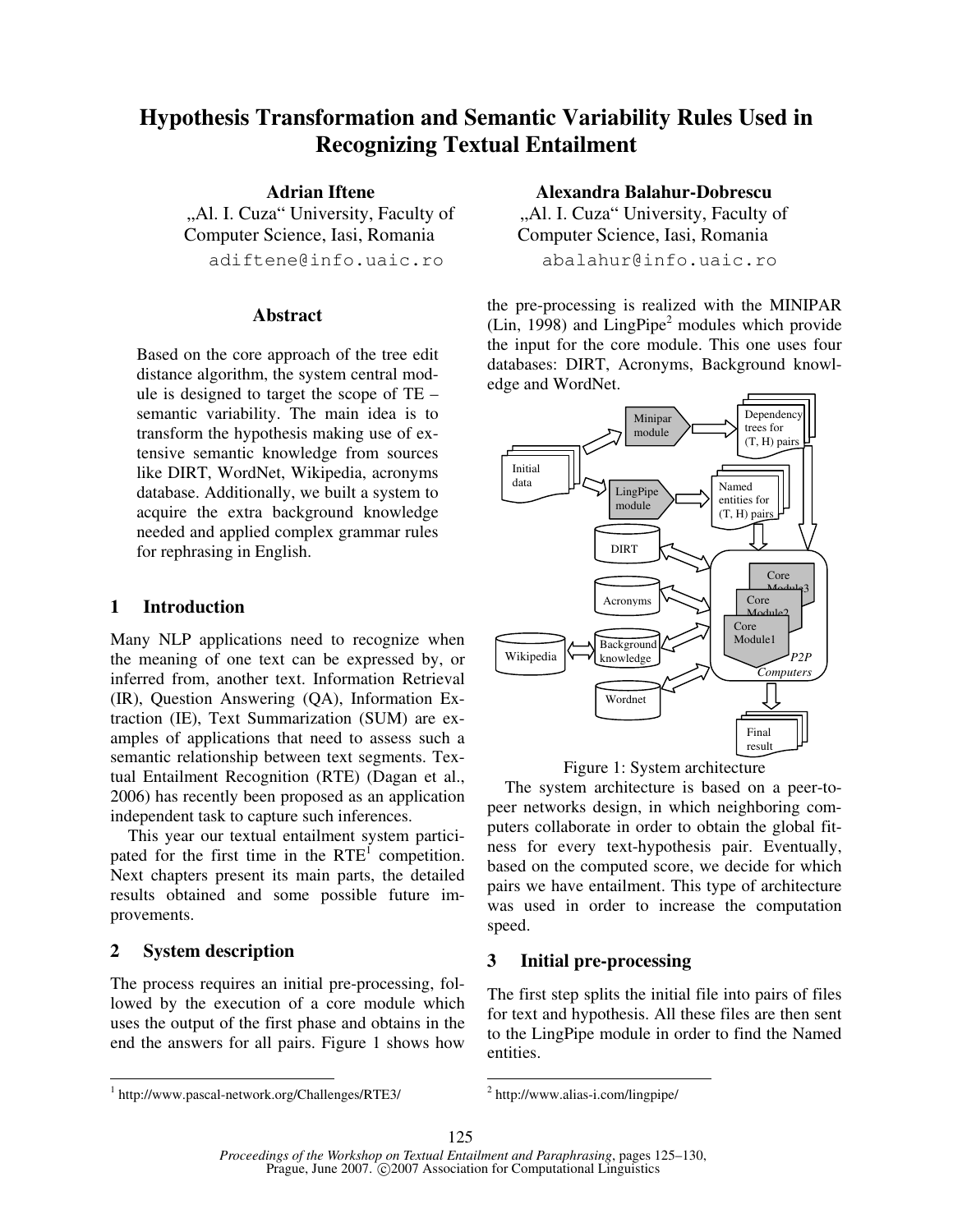# Hypothesis Transformation and Semantic Variability Rules Used in Recognizing Textual Entailment

**Adrian Iftene**
„Al. I. Cuza" University, Faculty of Computer Science, Iasi, Romania
adiftene@info.uaic.ro

**Alexandra Balahur-Dobrescu**
„Al. I. Cuza" University, Faculty of Computer Science, Iasi, Romania
abalahur@info.uaic.ro

## Abstract

Based on the core approach of the tree edit distance algorithm, the system central module is designed to target the scope of TE – semantic variability. The main idea is to transform the hypothesis making use of extensive semantic knowledge from sources like DIRT, WordNet, Wikipedia, acronyms database. Additionally, we built a system to acquire the extra background knowledge needed and applied complex grammar rules for rephrasing in English.

## 1 Introduction

Many NLP applications need to recognize when the meaning of one text can be expressed by, or inferred from, another text. Information Retrieval (IR), Question Answering (QA), Information Extraction (IE), Text Summarization (SUM) are examples of applications that need to assess such a semantic relationship between text segments. Textual Entailment Recognition (RTE) (Dagan et al., 2006) has recently been proposed as an application independent task to capture such inferences.

This year our textual entailment system participated for the first time in the RTE[1] competition. Next chapters present its main parts, the detailed results obtained and some possible future improvements.

## 2 System description

The process requires an initial pre-processing, followed by the execution of a core module which uses the output of the first phase and obtains in the end the answers for all pairs. Figure 1 shows how the pre-processing is realized with the MINIPAR (Lin, 1998) and LingPipe[2] modules which provide the input for the core module. This one uses four databases: DIRT, Acronyms, Background knowledge and WordNet.

Figure 1: System architecture

The system architecture is based on a peer-to-peer networks design, in which neighboring computers collaborate in order to obtain the global fitness for every text-hypothesis pair. Eventually, based on the computed score, we decide for which pairs we have entailment. This type of architecture was used in order to increase the computation speed.

## 3 Initial pre-processing

The first step splits the initial file into pairs of files for text and hypothesis. All these files are then sent to the LingPipe module in order to find the Named entities.

[1] http://www.pascal-network.org/Challenges/RTE3/

[2] http://www.alias-i.com/lingpipe/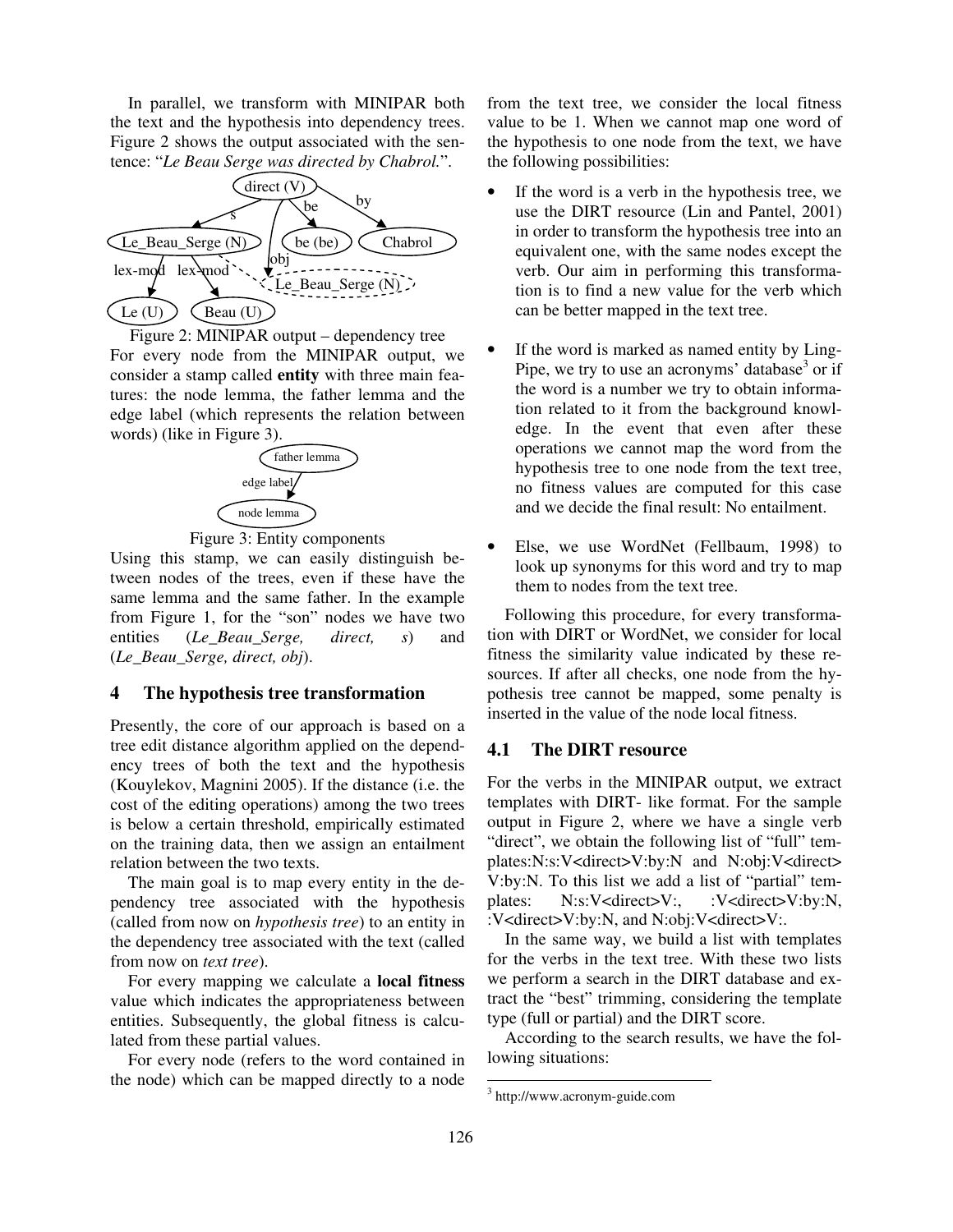In parallel, we transform with MINIPAR both the text and the hypothesis into dependency trees. Figure 2 shows the output associated with the sentence: "*Le Beau Serge was directed by Chabrol.*".

Figure 2: MINIPAR output – dependency tree

For every node from the MINIPAR output, we consider a stamp called **entity** with three main features: the node lemma, the father lemma and the edge label (which represents the relation between words) (like in Figure 3).

Figure 3: Entity components

Using this stamp, we can easily distinguish between nodes of the trees, even if these have the same lemma and the same father. In the example from Figure 1, for the "son" nodes we have two entities (*Le_Beau_Serge, direct, s*) and (*Le_Beau_Serge, direct, obj*).

## 4 The hypothesis tree transformation

Presently, the core of our approach is based on a tree edit distance algorithm applied on the dependency trees of both the text and the hypothesis (Kouylekov, Magnini 2005). If the distance (i.e. the cost of the editing operations) among the two trees is below a certain threshold, empirically estimated on the training data, then we assign an entailment relation between the two texts.

The main goal is to map every entity in the dependency tree associated with the hypothesis (called from now on *hypothesis tree*) to an entity in the dependency tree associated with the text (called from now on *text tree*).

For every mapping we calculate a **local fitness** value which indicates the appropriateness between entities. Subsequently, the global fitness is calculated from these partial values.

For every node (refers to the word contained in the node) which can be mapped directly to a node from the text tree, we consider the local fitness value to be 1. When we cannot map one word of the hypothesis to one node from the text, we have the following possibilities:

- If the word is a verb in the hypothesis tree, we use the DIRT resource (Lin and Pantel, 2001) in order to transform the hypothesis tree into an equivalent one, with the same nodes except the verb. Our aim in performing this transformation is to find a new value for the verb which can be better mapped in the text tree.
- If the word is marked as named entity by LingPipe, we try to use an acronyms' database[3] or if the word is a number we try to obtain information related to it from the background knowledge. In the event that even after these operations we cannot map the word from the hypothesis tree to one node from the text tree, no fitness values are computed for this case and we decide the final result: No entailment.
- Else, we use WordNet (Fellbaum, 1998) to look up synonyms for this word and try to map them to nodes from the text tree.

Following this procedure, for every transformation with DIRT or WordNet, we consider for local fitness the similarity value indicated by these resources. If after all checks, one node from the hypothesis tree cannot be mapped, some penalty is inserted in the value of the node local fitness.

### 4.1 The DIRT resource

For the verbs in the MINIPAR output, we extract templates with DIRT- like format. For the sample output in Figure 2, where we have a single verb "direct", we obtain the following list of "full" templates:N:s:V<direct>V:by:N and N:obj:V<direct> V:by:N. To this list we add a list of "partial" templates: N:s:V<direct>V:, :V<direct>V:by:N, :V<direct>V:by:N, and N:obj:V<direct>V:.

In the same way, we build a list with templates for the verbs in the text tree. With these two lists we perform a search in the DIRT database and extract the "best" trimming, considering the template type (full or partial) and the DIRT score.

According to the search results, we have the following situations:

[3] http://www.acronym-guide.com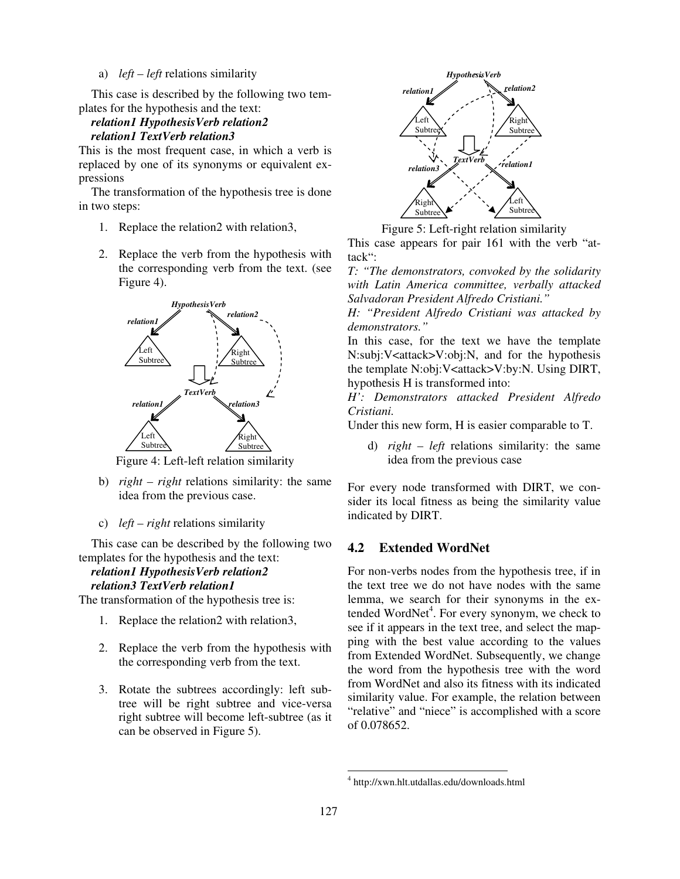a) *left – left* relations similarity

This case is described by the following two templates for the hypothesis and the text:

***relation1 HypothesisVerb relation2***
***relation1 TextVerb relation3***

This is the most frequent case, in which a verb is replaced by one of its synonyms or equivalent expressions

The transformation of the hypothesis tree is done in two steps:

1. Replace the relation2 with relation3,
2. Replace the verb from the hypothesis with the corresponding verb from the text. (see Figure 4).

Figure 4: Left-left relation similarity

b) *right – right* relations similarity: the same idea from the previous case.

c) *left – right* relations similarity

This case can be described by the following two templates for the hypothesis and the text:

***relation1 HypothesisVerb relation2***
***relation3 TextVerb relation1***

The transformation of the hypothesis tree is:

1. Replace the relation2 with relation3,
2. Replace the verb from the hypothesis with the corresponding verb from the text.
3. Rotate the subtrees accordingly: left subtree will be right subtree and vice-versa right subtree will become left-subtree (as it can be observed in Figure 5).

Figure 5: Left-right relation similarity

This case appears for pair 161 with the verb "attack":

*T: "The demonstrators, convoked by the solidarity with Latin America committee, verbally attacked Salvadoran President Alfredo Cristiani."*

*H: "President Alfredo Cristiani was attacked by demonstrators."*

In this case, for the text we have the template N:subj:V<attack>V:obj:N, and for the hypothesis the template N:obj:V<attack>V:by:N. Using DIRT, hypothesis H is transformed into:

*H': Demonstrators attacked President Alfredo Cristiani.*

Under this new form, H is easier comparable to T.

d) *right – left* relations similarity: the same idea from the previous case

For every node transformed with DIRT, we consider its local fitness as being the similarity value indicated by DIRT.

## 4.2 Extended WordNet

For non-verbs nodes from the hypothesis tree, if in the text tree we do not have nodes with the same lemma, we search for their synonyms in the extended WordNet[4]. For every synonym, we check to see if it appears in the text tree, and select the mapping with the best value according to the values from Extended WordNet. Subsequently, we change the word from the hypothesis tree with the word from WordNet and also its fitness with its indicated similarity value. For example, the relation between "relative" and "niece" is accomplished with a score of 0.078652.

[4] http://xwn.hlt.utdallas.edu/downloads.html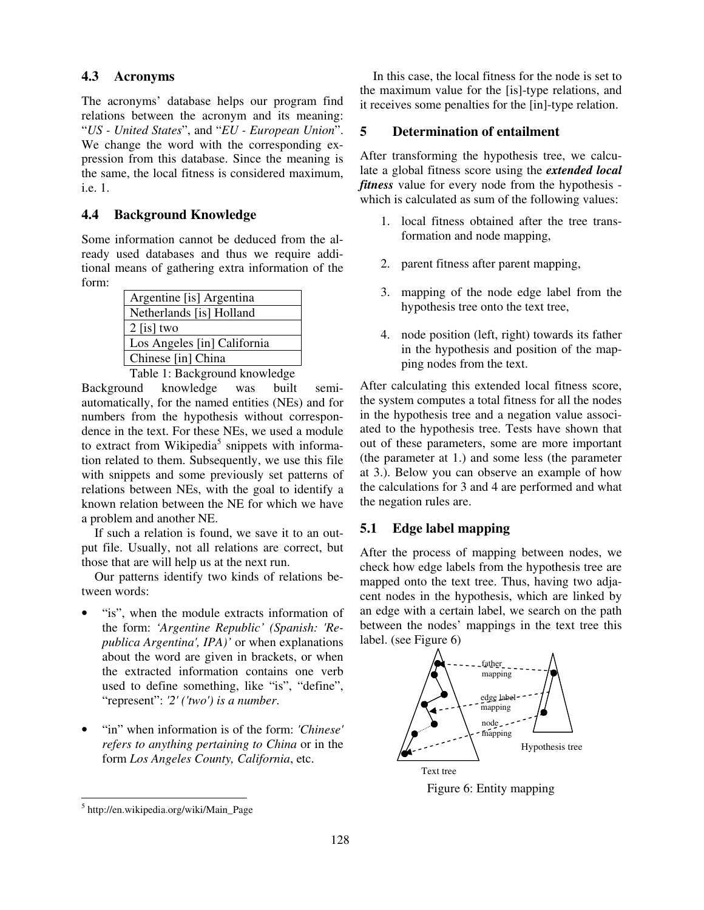### 4.3 Acronyms

The acronyms' database helps our program find relations between the acronym and its meaning: "*US - United States*", and "*EU - European Union*". We change the word with the corresponding expression from this database. Since the meaning is the same, the local fitness is considered maximum, i.e. 1.

### 4.4 Background Knowledge

Some information cannot be deduced from the already used databases and thus we require additional means of gathering extra information of the form:

| Argentine [is] Argentina |
|---|
| Netherlands [is] Holland |
| 2 [is] two |
| Los Angeles [in] California |
| Chinese [in] China |

Table 1: Background knowledge

Background knowledge was built semi-automatically, for the named entities (NEs) and for numbers from the hypothesis without correspondence in the text. For these NEs, we used a module to extract from Wikipedia[5] snippets with information related to them. Subsequently, we use this file with snippets and some previously set patterns of relations between NEs, with the goal to identify a known relation between the NE for which we have a problem and another NE.

If such a relation is found, we save it to an output file. Usually, not all relations are correct, but those that are will help us at the next run.

Our patterns identify two kinds of relations between words:

- "is", when the module extracts information of the form: *'Argentine Republic' (Spanish: 'Republica Argentina', IPA)'* or when explanations about the word are given in brackets, or when the extracted information contains one verb used to define something, like "is", "define", "represent": *'2' ('two') is a number*.
- "in" when information is of the form: *'Chinese' refers to anything pertaining to China* or in the form *Los Angeles County, California*, etc.

In this case, the local fitness for the node is set to the maximum value for the [is]-type relations, and it receives some penalties for the [in]-type relation.

## 5 Determination of entailment

After transforming the hypothesis tree, we calculate a global fitness score using the ***extended local fitness*** value for every node from the hypothesis - which is calculated as sum of the following values:

1. local fitness obtained after the tree transformation and node mapping,
2. parent fitness after parent mapping,
3. mapping of the node edge label from the hypothesis tree onto the text tree,
4. node position (left, right) towards its father in the hypothesis and position of the mapping nodes from the text.

After calculating this extended local fitness score, the system computes a total fitness for all the nodes in the hypothesis tree and a negation value associated to the hypothesis tree. Tests have shown that out of these parameters, some are more important (the parameter at 1.) and some less (the parameter at 3.). Below you can observe an example of how the calculations for 3 and 4 are performed and what the negation rules are.

### 5.1 Edge label mapping

After the process of mapping between nodes, we check how edge labels from the hypothesis tree are mapped onto the text tree. Thus, having two adjacent nodes in the hypothesis, which are linked by an edge with a certain label, we search on the path between the nodes' mappings in the text tree this label. (see Figure 6)

Figure 6: Entity mapping

[5] http://en.wikipedia.org/wiki/Main_Page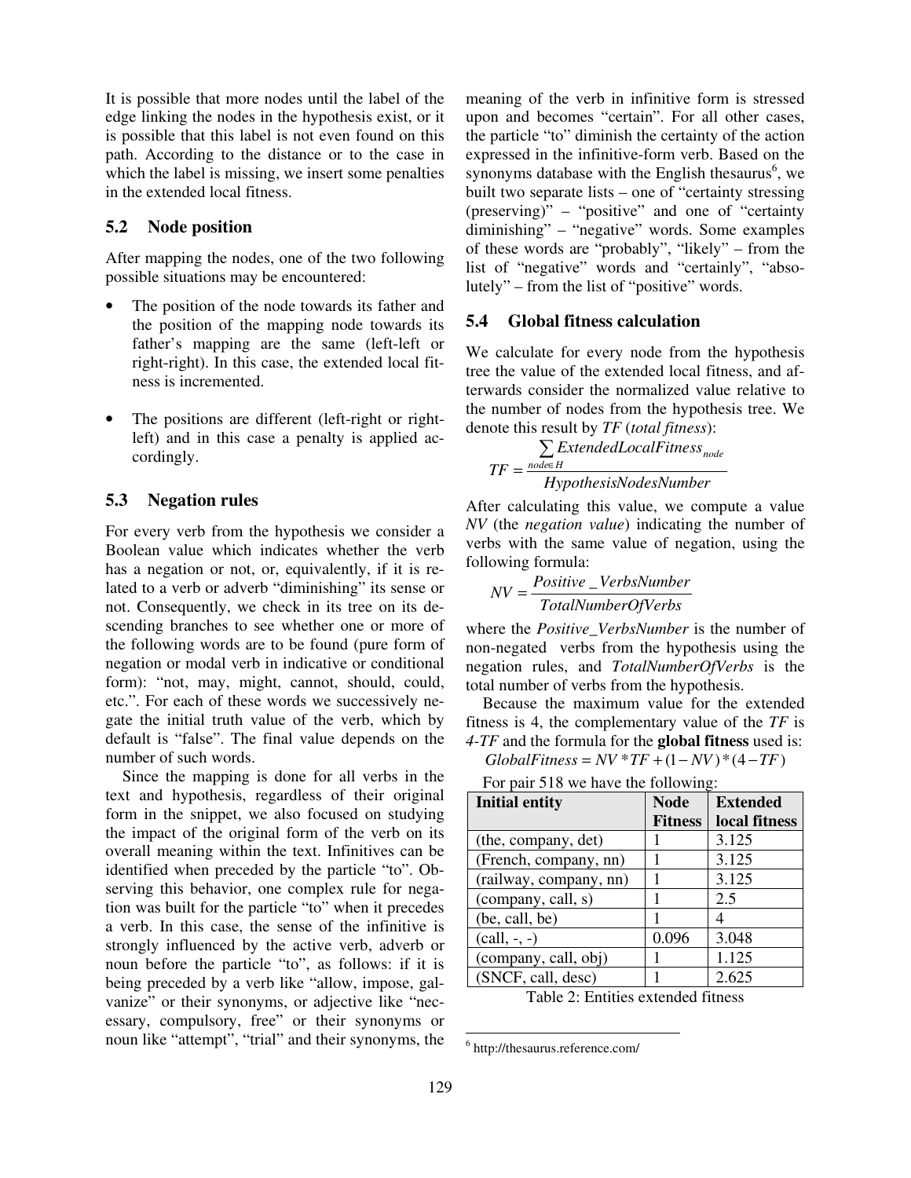It is possible that more nodes until the label of the edge linking the nodes in the hypothesis exist, or it is possible that this label is not even found on this path. According to the distance or to the case in which the label is missing, we insert some penalties in the extended local fitness.

### 5.2 Node position

After mapping the nodes, one of the two following possible situations may be encountered:

- The position of the node towards its father and the position of the mapping node towards its father's mapping are the same (left-left or right-right). In this case, the extended local fitness is incremented.
- The positions are different (left-right or right-left) and in this case a penalty is applied accordingly.

### 5.3 Negation rules

For every verb from the hypothesis we consider a Boolean value which indicates whether the verb has a negation or not, or, equivalently, if it is related to a verb or adverb "diminishing" its sense or not. Consequently, we check in its tree on its descending branches to see whether one or more of the following words are to be found (pure form of negation or modal verb in indicative or conditional form): "not, may, might, cannot, should, could, etc.". For each of these words we successively negate the initial truth value of the verb, which by default is "false". The final value depends on the number of such words.

Since the mapping is done for all verbs in the text and hypothesis, regardless of their original form in the snippet, we also focused on studying the impact of the original form of the verb on its overall meaning within the text. Infinitives can be identified when preceded by the particle "to". Observing this behavior, one complex rule for negation was built for the particle "to" when it precedes a verb. In this case, the sense of the infinitive is strongly influenced by the active verb, adverb or noun before the particle "to", as follows: if it is being preceded by a verb like "allow, impose, galvanize" or their synonyms, or adjective like "necessary, compulsory, free" or their synonyms or noun like "attempt", "trial" and their synonyms, the meaning of the verb in infinitive form is stressed upon and becomes "certain". For all other cases, the particle "to" diminish the certainty of the action expressed in the infinitive-form verb. Based on the synonyms database with the English thesaurus[6], we built two separate lists – one of "certainty stressing (preserving)" – "positive" and one of "certainty diminishing" – "negative" words. Some examples of these words are "probably", "likely" – from the list of "negative" words and "certainly", "absolutely" – from the list of "positive" words.

### 5.4 Global fitness calculation

We calculate for every node from the hypothesis tree the value of the extended local fitness, and afterwards consider the normalized value relative to the number of nodes from the hypothesis tree. We denote this result by *TF* (*total fitness*):

$$TF = \frac{\sum_{node \in H} ExtendedLocalFitness_{node}}{HypothesisNodesNumber}$$

After calculating this value, we compute a value *NV* (the *negation value*) indicating the number of verbs with the same value of negation, using the following formula:

$$NV = \frac{Positive\_VerbsNumber}{TotalNumberOfVerbs}$$

where the *Positive_VerbsNumber* is the number of non-negated verbs from the hypothesis using the negation rules, and *TotalNumberOfVerbs* is the total number of verbs from the hypothesis.

Because the maximum value for the extended fitness is 4, the complementary value of the *TF* is *4-TF* and the formula for the **global fitness** used is:

$$GlobalFitness = NV * TF + (1 - NV) * (4 - TF)$$

For pair 518 we have the following:

| Initial entity | Node Fitness | Extended local fitness |
|---|---|---|
| (the, company, det) | 1 | 3.125 |
| (French, company, nn) | 1 | 3.125 |
| (railway, company, nn) | 1 | 3.125 |
| (company, call, s) | 1 | 2.5 |
| (be, call, be) | 1 | 4 |
| (call, -, -) | 0.096 | 3.048 |
| (company, call, obj) | 1 | 1.125 |
| (SNCF, call, desc) | 1 | 2.625 |

Table 2: Entities extended fitness

[6] http://thesaurus.reference.com/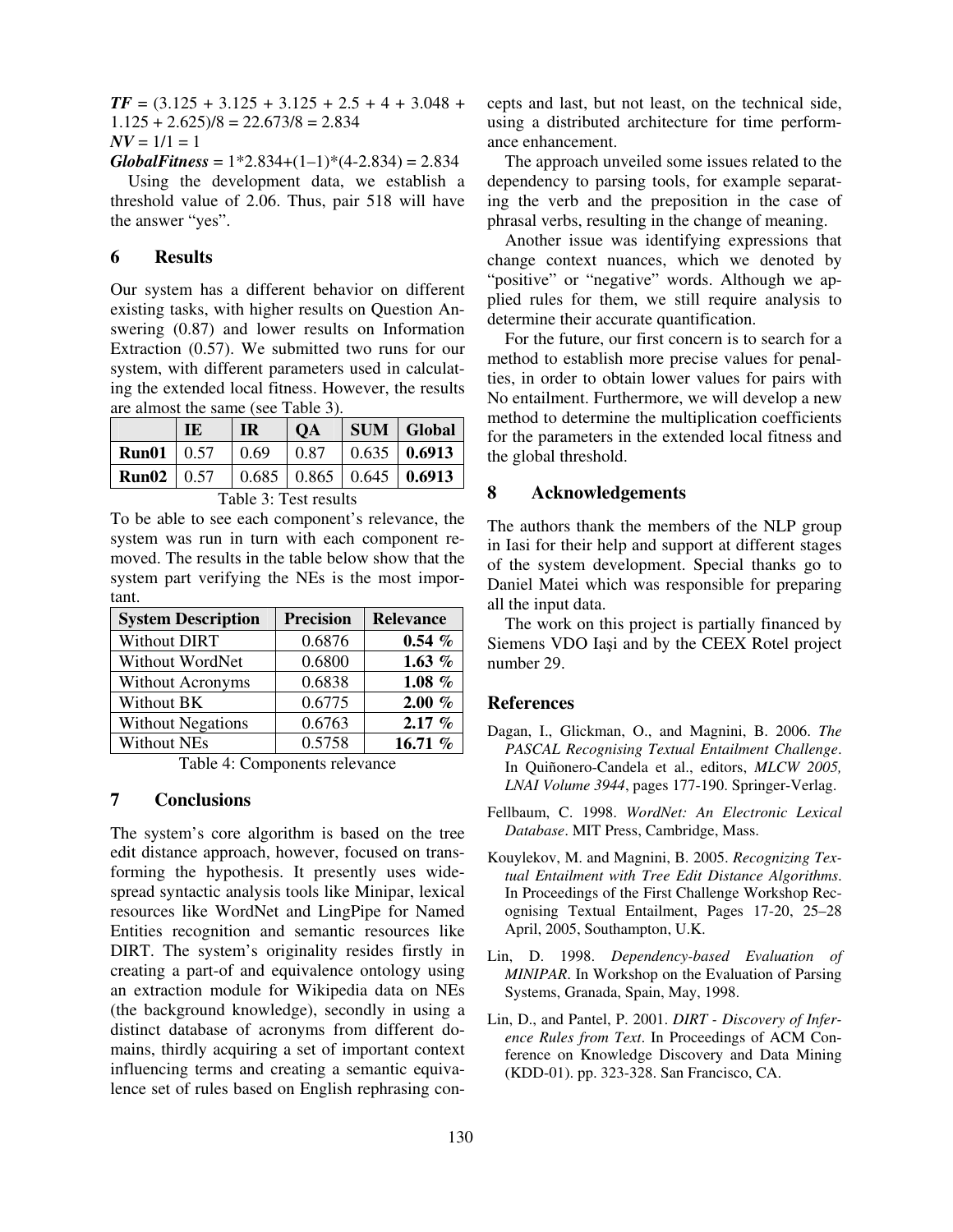**TF** = (3.125 + 3.125 + 3.125 + 2.5 + 4 + 3.048 + 1.125 + 2.625)/8 = 22.673/8 = 2.834

**NV** = 1/1 = 1

**GlobalFitness** = 1*2.834+(1–1)*(4-2.834) = 2.834

Using the development data, we establish a threshold value of 2.06. Thus, pair 518 will have the answer "yes".

## 6 Results

Our system has a different behavior on different existing tasks, with higher results on Question Answering (0.87) and lower results on Information Extraction (0.57). We submitted two runs for our system, with different parameters used in calculating the extended local fitness. However, the results are almost the same (see Table 3).

| | IE | IR | QA | SUM | Global |
|---|---|---|---|---|---|
| **Run01** | 0.57 | 0.69 | 0.87 | 0.635 | **0.6913** |
| **Run02** | 0.57 | 0.685 | 0.865 | 0.645 | **0.6913** |

Table 3: Test results

To be able to see each component's relevance, the system was run in turn with each component removed. The results in the table below show that the system part verifying the NEs is the most important.

| System Description | Precision | Relevance |
|---|---|---|
| Without DIRT | 0.6876 | **0.54 %** |
| Without WordNet | 0.6800 | **1.63 %** |
| Without Acronyms | 0.6838 | **1.08 %** |
| Without BK | 0.6775 | **2.00 %** |
| Without Negations | 0.6763 | **2.17 %** |
| Without NEs | 0.5758 | **16.71 %** |

Table 4: Components relevance

## 7 Conclusions

The system's core algorithm is based on the tree edit distance approach, however, focused on transforming the hypothesis. It presently uses widespread syntactic analysis tools like Minipar, lexical resources like WordNet and LingPipe for Named Entities recognition and semantic resources like DIRT. The system's originality resides firstly in creating a part-of and equivalence ontology using an extraction module for Wikipedia data on NEs (the background knowledge), secondly in using a distinct database of acronyms from different domains, thirdly acquiring a set of important context influencing terms and creating a semantic equivalence set of rules based on English rephrasing concepts and last, but not least, on the technical side, using a distributed architecture for time performance enhancement.

The approach unveiled some issues related to the dependency to parsing tools, for example separating the verb and the preposition in the case of phrasal verbs, resulting in the change of meaning.

Another issue was identifying expressions that change context nuances, which we denoted by "positive" or "negative" words. Although we applied rules for them, we still require analysis to determine their accurate quantification.

For the future, our first concern is to search for a method to establish more precise values for penalties, in order to obtain lower values for pairs with No entailment. Furthermore, we will develop a new method to determine the multiplication coefficients for the parameters in the extended local fitness and the global threshold.

## 8 Acknowledgements

The authors thank the members of the NLP group in Iasi for their help and support at different stages of the system development. Special thanks go to Daniel Matei which was responsible for preparing all the input data.

The work on this project is partially financed by Siemens VDO Iaşi and by the CEEX Rotel project number 29.

## References

Dagan, I., Glickman, O., and Magnini, B. 2006. *The PASCAL Recognising Textual Entailment Challenge*. In Quiñonero-Candela et al., editors, *MLCW 2005, LNAI Volume 3944*, pages 177-190. Springer-Verlag.

Fellbaum, C. 1998. *WordNet: An Electronic Lexical Database*. MIT Press, Cambridge, Mass.

Kouylekov, M. and Magnini, B. 2005. *Recognizing Textual Entailment with Tree Edit Distance Algorithms*. In Proceedings of the First Challenge Workshop Recognising Textual Entailment, Pages 17-20, 25–28 April, 2005, Southampton, U.K.

Lin, D. 1998. *Dependency-based Evaluation of MINIPAR*. In Workshop on the Evaluation of Parsing Systems, Granada, Spain, May, 1998.

Lin, D., and Pantel, P. 2001. *DIRT - Discovery of Inference Rules from Text*. In Proceedings of ACM Conference on Knowledge Discovery and Data Mining (KDD-01). pp. 323-328. San Francisco, CA.